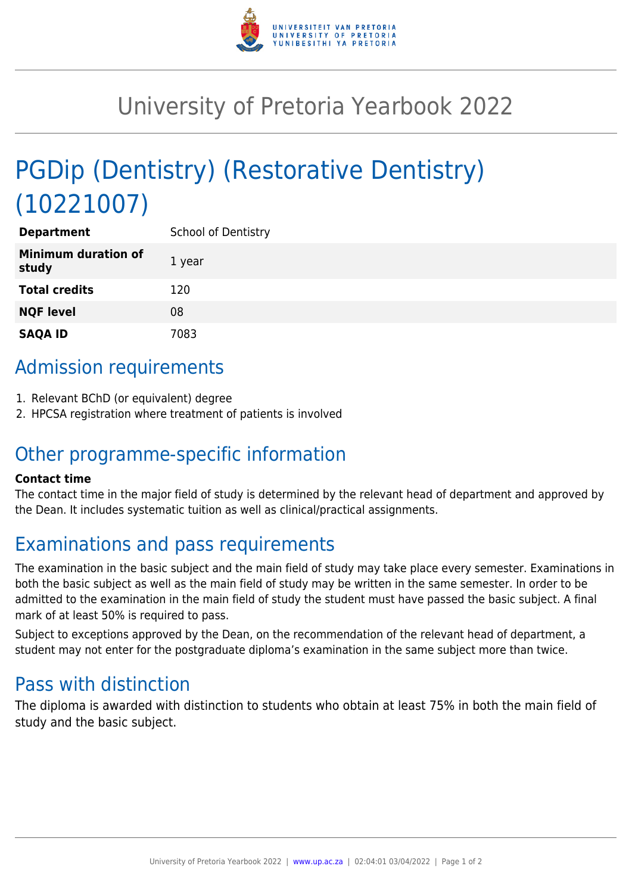# University of Pretoria Yearbook 2022

# PGDip (Dentistry) (Restorative Dentistry) (10221007)

| | |
|---|---|
| **Department** | School of Dentistry |
| **Minimum duration of study** | 1 year |
| **Total credits** | 120 |
| **NQF level** | 08 |
| **SAQA ID** | 7083 |

## Admission requirements

1. Relevant BChD (or equivalent) degree
2. HPCSA registration where treatment of patients is involved

## Other programme-specific information

**Contact time**

The contact time in the major field of study is determined by the relevant head of department and approved by the Dean. It includes systematic tuition as well as clinical/practical assignments.

## Examinations and pass requirements

The examination in the basic subject and the main field of study may take place every semester. Examinations in both the basic subject as well as the main field of study may be written in the same semester. In order to be admitted to the examination in the main field of study the student must have passed the basic subject. A final mark of at least 50% is required to pass.

Subject to exceptions approved by the Dean, on the recommendation of the relevant head of department, a student may not enter for the postgraduate diploma's examination in the same subject more than twice.

## Pass with distinction

The diploma is awarded with distinction to students who obtain at least 75% in both the main field of study and the basic subject.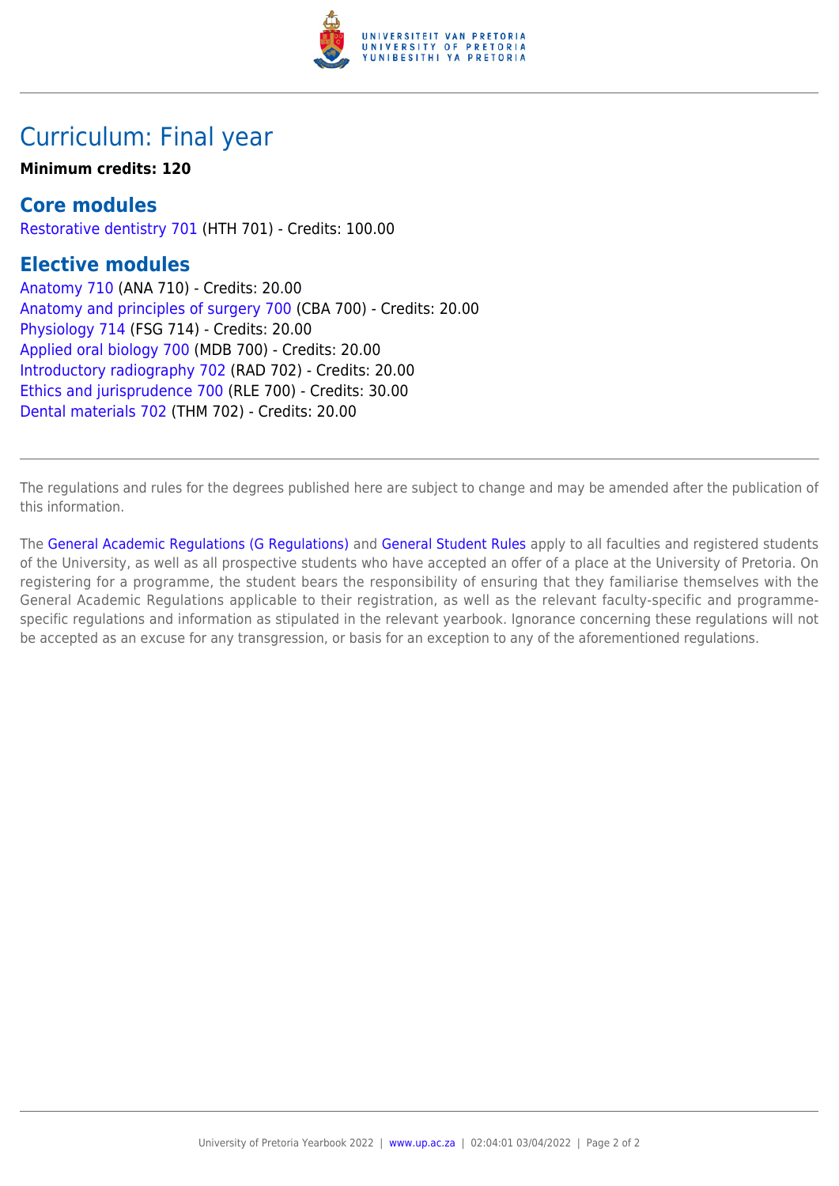# Curriculum: Final year

**Minimum credits: 120**

## Core modules

Restorative dentistry 701 (HTH 701) - Credits: 100.00

## Elective modules

Anatomy 710 (ANA 710) - Credits: 20.00
Anatomy and principles of surgery 700 (CBA 700) - Credits: 20.00
Physiology 714 (FSG 714) - Credits: 20.00
Applied oral biology 700 (MDB 700) - Credits: 20.00
Introductory radiography 702 (RAD 702) - Credits: 20.00
Ethics and jurisprudence 700 (RLE 700) - Credits: 30.00
Dental materials 702 (THM 702) - Credits: 20.00

---

The regulations and rules for the degrees published here are subject to change and may be amended after the publication of this information.

The General Academic Regulations (G Regulations) and General Student Rules apply to all faculties and registered students of the University, as well as all prospective students who have accepted an offer of a place at the University of Pretoria. On registering for a programme, the student bears the responsibility of ensuring that they familiarise themselves with the General Academic Regulations applicable to their registration, as well as the relevant faculty-specific and programme-specific regulations and information as stipulated in the relevant yearbook. Ignorance concerning these regulations will not be accepted as an excuse for any transgression, or basis for an exception to any of the aforementioned regulations.